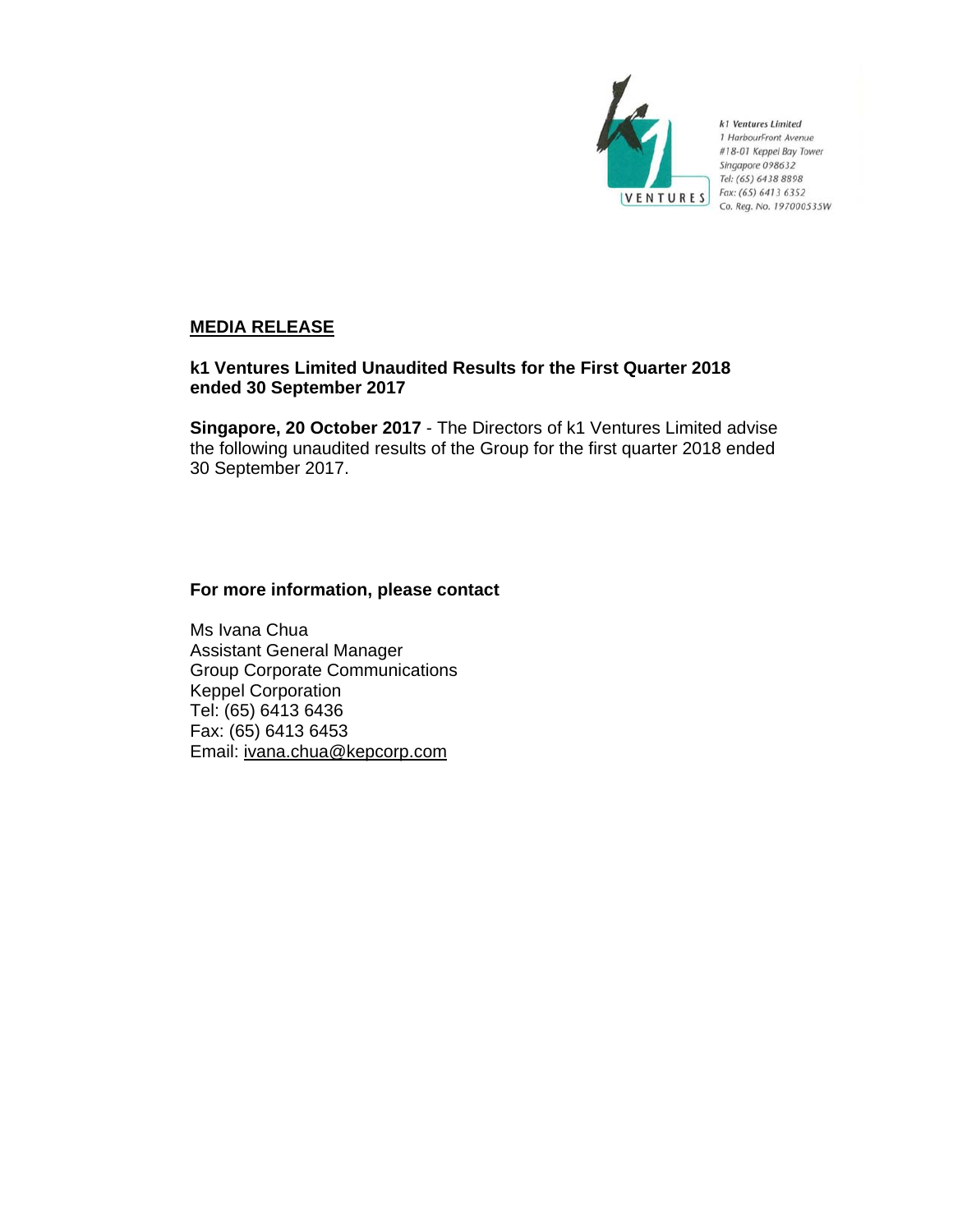k1 Ventures Limited
1 HarbourFront Avenue
#18-01 Keppel Bay Tower
Singapore 098632
Tel: (65) 6438 8898
Fax: (65) 6413 6352
Co. Reg. No. 197000535W

## MEDIA RELEASE

**k1 Ventures Limited Unaudited Results for the First Quarter 2018 ended 30 September 2017**

**Singapore, 20 October 2017** - The Directors of k1 Ventures Limited advise the following unaudited results of the Group for the first quarter 2018 ended 30 September 2017.

**For more information, please contact**

Ms Ivana Chua
Assistant General Manager
Group Corporate Communications
Keppel Corporation
Tel: (65) 6413 6436
Fax: (65) 6413 6453
Email: ivana.chua@kepcorp.com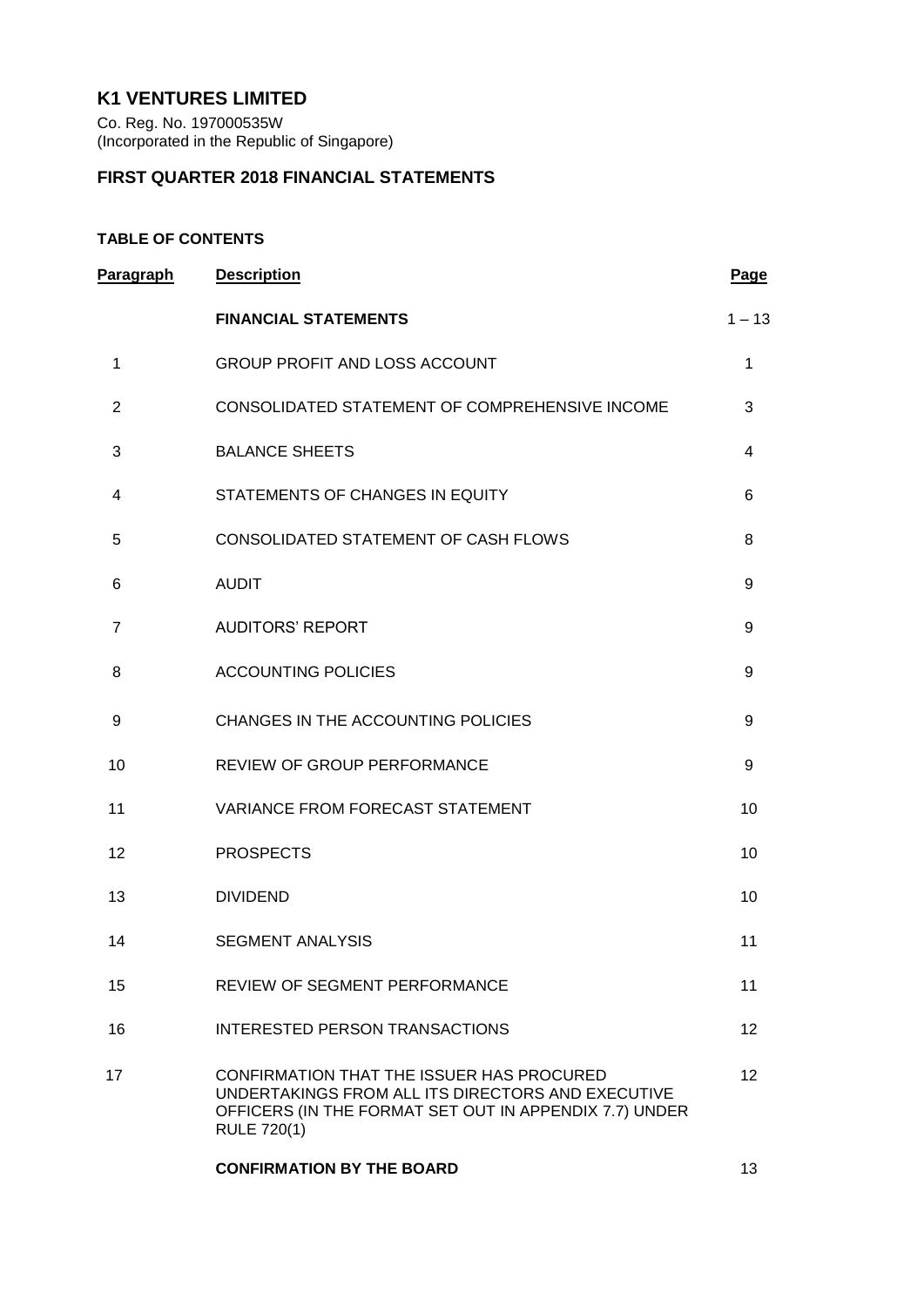# K1 VENTURES LIMITED

Co. Reg. No. 197000535W
(Incorporated in the Republic of Singapore)

## FIRST QUARTER 2018 FINANCIAL STATEMENTS

### TABLE OF CONTENTS

| Paragraph | Description | Page |
|---|---|---|
| | **FINANCIAL STATEMENTS** | 1 – 13 |
| 1 | GROUP PROFIT AND LOSS ACCOUNT | 1 |
| 2 | CONSOLIDATED STATEMENT OF COMPREHENSIVE INCOME | 3 |
| 3 | BALANCE SHEETS | 4 |
| 4 | STATEMENTS OF CHANGES IN EQUITY | 6 |
| 5 | CONSOLIDATED STATEMENT OF CASH FLOWS | 8 |
| 6 | AUDIT | 9 |
| 7 | AUDITORS' REPORT | 9 |
| 8 | ACCOUNTING POLICIES | 9 |
| 9 | CHANGES IN THE ACCOUNTING POLICIES | 9 |
| 10 | REVIEW OF GROUP PERFORMANCE | 9 |
| 11 | VARIANCE FROM FORECAST STATEMENT | 10 |
| 12 | PROSPECTS | 10 |
| 13 | DIVIDEND | 10 |
| 14 | SEGMENT ANALYSIS | 11 |
| 15 | REVIEW OF SEGMENT PERFORMANCE | 11 |
| 16 | INTERESTED PERSON TRANSACTIONS | 12 |
| 17 | CONFIRMATION THAT THE ISSUER HAS PROCURED UNDERTAKINGS FROM ALL ITS DIRECTORS AND EXECUTIVE OFFICERS (IN THE FORMAT SET OUT IN APPENDIX 7.7) UNDER RULE 720(1) | 12 |
| | **CONFIRMATION BY THE BOARD** | 13 |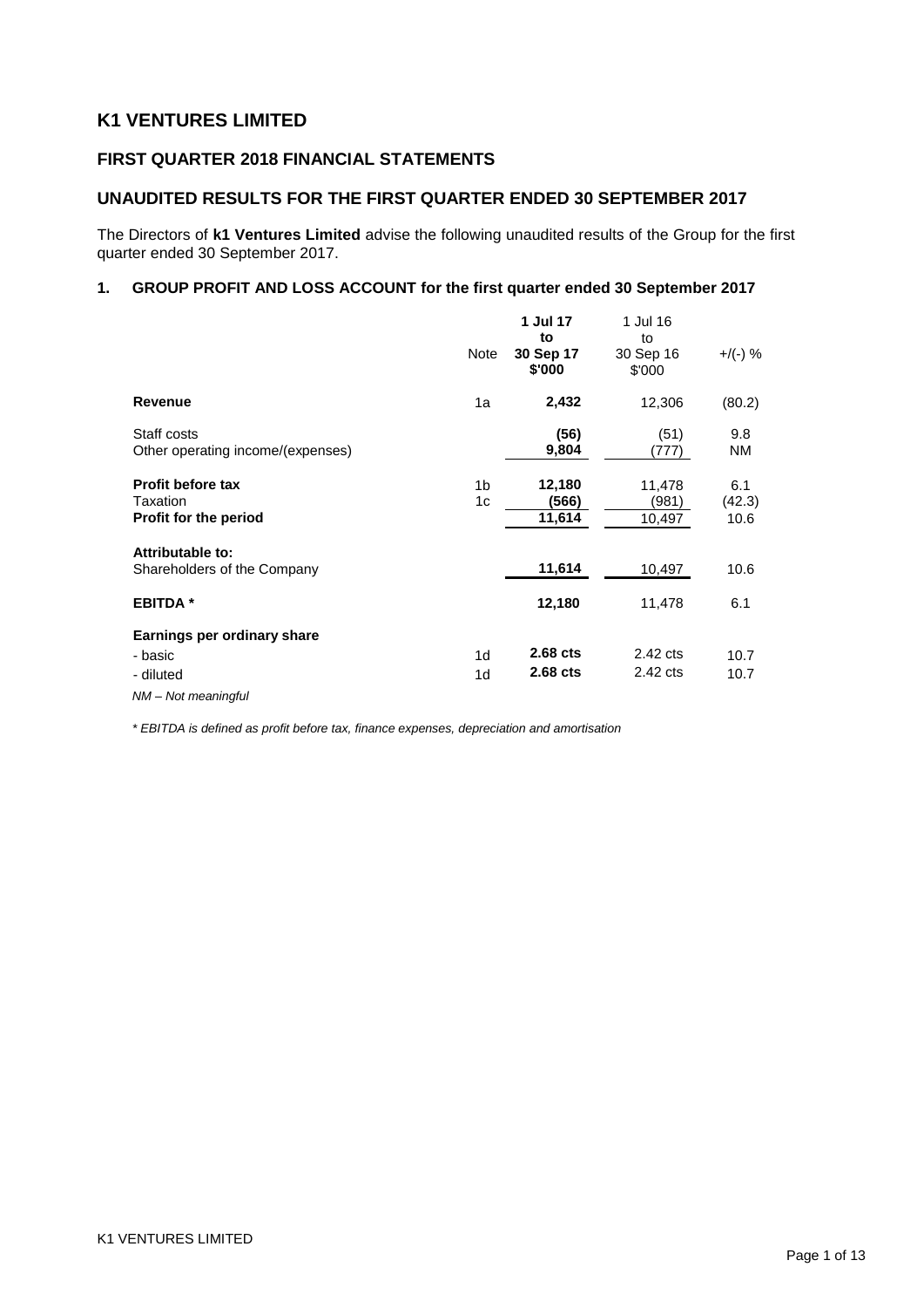# K1 VENTURES LIMITED

## FIRST QUARTER 2018 FINANCIAL STATEMENTS

## UNAUDITED RESULTS FOR THE FIRST QUARTER ENDED 30 SEPTEMBER 2017

The Directors of **k1 Ventures Limited** advise the following unaudited results of the Group for the first quarter ended 30 September 2017.

### 1. GROUP PROFIT AND LOSS ACCOUNT for the first quarter ended 30 September 2017

| | Note | **1 Jul 17 to 30 Sep 17 $'000** | 1 Jul 16 to 30 Sep 16 $'000 | +/(-) % |
|---|---|---|---|---|
| **Revenue** | 1a | **2,432** | 12,306 | (80.2) |
| Staff costs | | **(56)** | (51) | 9.8 |
| Other operating income/(expenses) | | **9,804** | (777) | NM |
| **Profit before tax** | 1b | **12,180** | 11,478 | 6.1 |
| Taxation | 1c | **(566)** | (981) | (42.3) |
| **Profit for the period** | | **11,614** | 10,497 | 10.6 |
| **Attributable to:** | | | | |
| Shareholders of the Company | | **11,614** | 10,497 | 10.6 |
| **EBITDA \*** | | **12,180** | 11,478 | 6.1 |
| **Earnings per ordinary share** | | | | |
| - basic | 1d | **2.68 cts** | 2.42 cts | 10.7 |
| - diluted | 1d | **2.68 cts** | 2.42 cts | 10.7 |

*NM – Not meaningful*

*\* EBITDA is defined as profit before tax, finance expenses, depreciation and amortisation*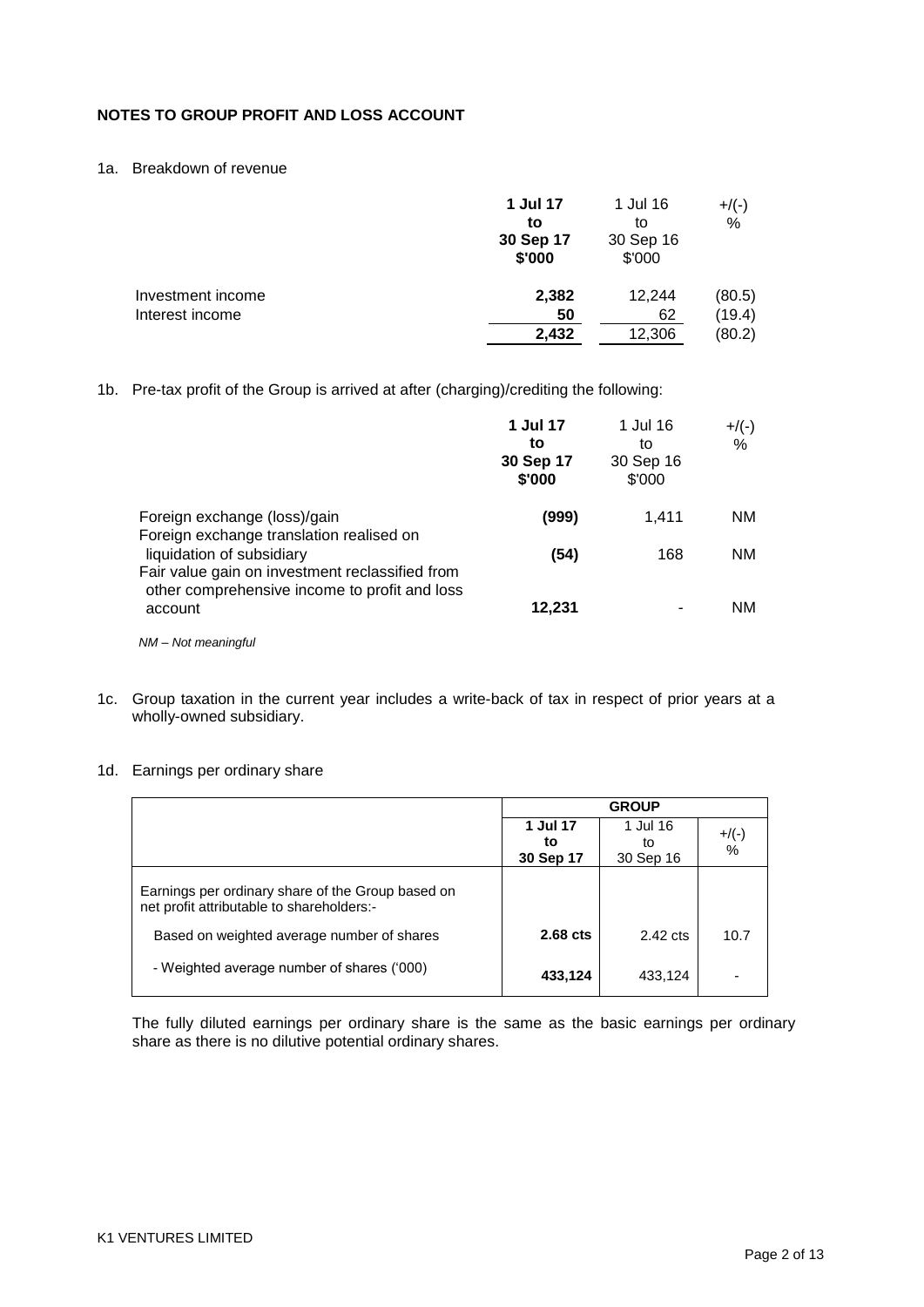**NOTES TO GROUP PROFIT AND LOSS ACCOUNT**

1a. Breakdown of revenue

| | **1 Jul 17 to 30 Sep 17 $'000** | 1 Jul 16 to 30 Sep 16 $'000 | +/(-) % |
|---|---|---|---|
| Investment income | **2,382** | 12,244 | (80.5) |
| Interest income | **50** | 62 | (19.4) |
| | **2,432** | 12,306 | (80.2) |

1b. Pre-tax profit of the Group is arrived at after (charging)/crediting the following:

| | **1 Jul 17 to 30 Sep 17 $'000** | 1 Jul 16 to 30 Sep 16 $'000 | +/(-) % |
|---|---|---|---|
| Foreign exchange (loss)/gain | **(999)** | 1,411 | NM |
| Foreign exchange translation realised on liquidation of subsidiary | **(54)** | 168 | NM |
| Fair value gain on investment reclassified from other comprehensive income to profit and loss account | **12,231** | - | NM |

*NM – Not meaningful*

1c. Group taxation in the current year includes a write-back of tax in respect of prior years at a wholly-owned subsidiary.

1d. Earnings per ordinary share

| | **GROUP** | | |
|---|---|---|---|
| | **1 Jul 17 to 30 Sep 17** | 1 Jul 16 to 30 Sep 16 | +/(-) % |
| Earnings per ordinary share of the Group based on net profit attributable to shareholders:- | | | |
| Based on weighted average number of shares | **2.68 cts** | 2.42 cts | 10.7 |
| - Weighted average number of shares ('000) | **433,124** | 433,124 | - |

The fully diluted earnings per ordinary share is the same as the basic earnings per ordinary share as there is no dilutive potential ordinary shares.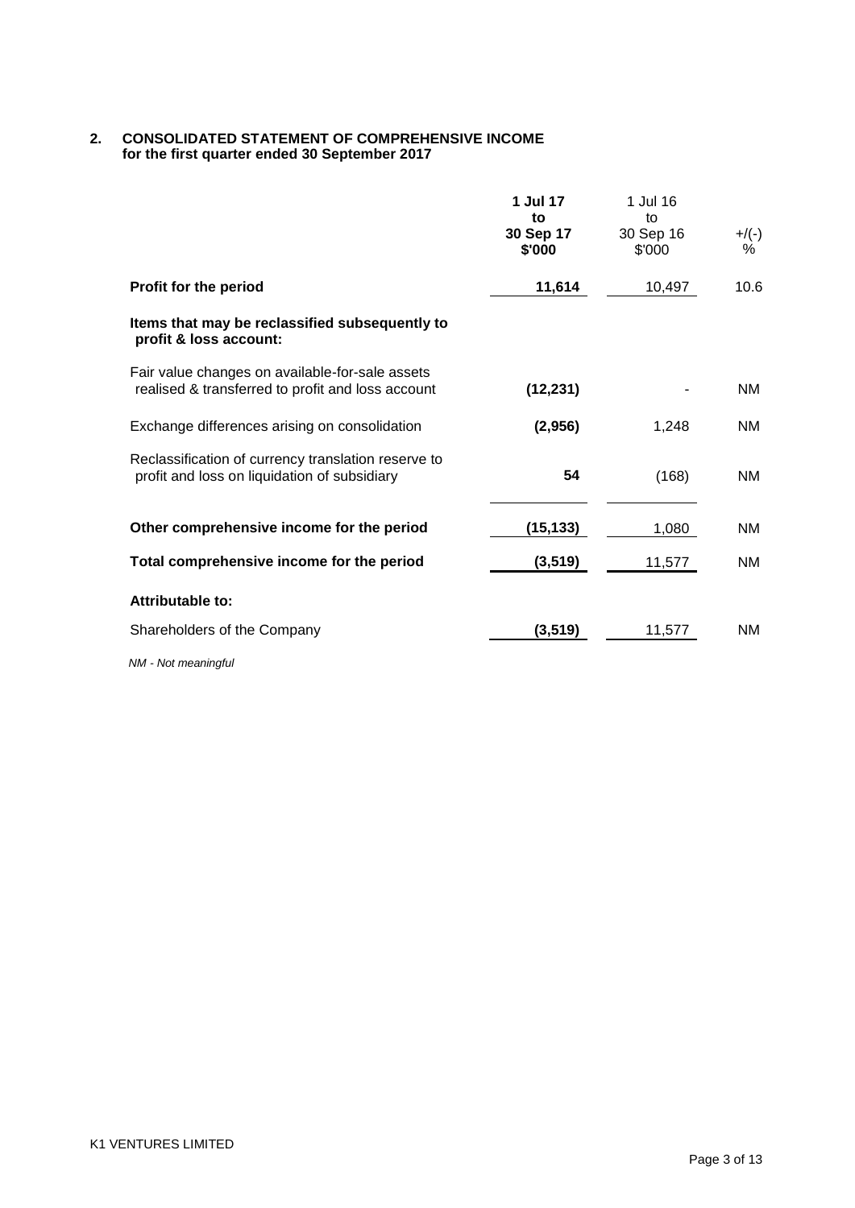## 2. CONSOLIDATED STATEMENT OF COMPREHENSIVE INCOME
**for the first quarter ended 30 September 2017**

| | **1 Jul 17 to 30 Sep 17 $'000** | 1 Jul 16 to 30 Sep 16 $'000 | +/(-) % |
|---|---|---|---|
| **Profit for the period** | **11,614** | 10,497 | 10.6 |
| **Items that may be reclassified subsequently to profit & loss account:** | | | |
| Fair value changes on available-for-sale assets realised & transferred to profit and loss account | **(12,231)** | - | NM |
| Exchange differences arising on consolidation | **(2,956)** | 1,248 | NM |
| Reclassification of currency translation reserve to profit and loss on liquidation of subsidiary | **54** | (168) | NM |
| **Other comprehensive income for the period** | **(15,133)** | 1,080 | NM |
| **Total comprehensive income for the period** | **(3,519)** | 11,577 | NM |
| **Attributable to:** | | | |
| Shareholders of the Company | **(3,519)** | 11,577 | NM |

*NM - Not meaningful*

K1 VENTURES LIMITED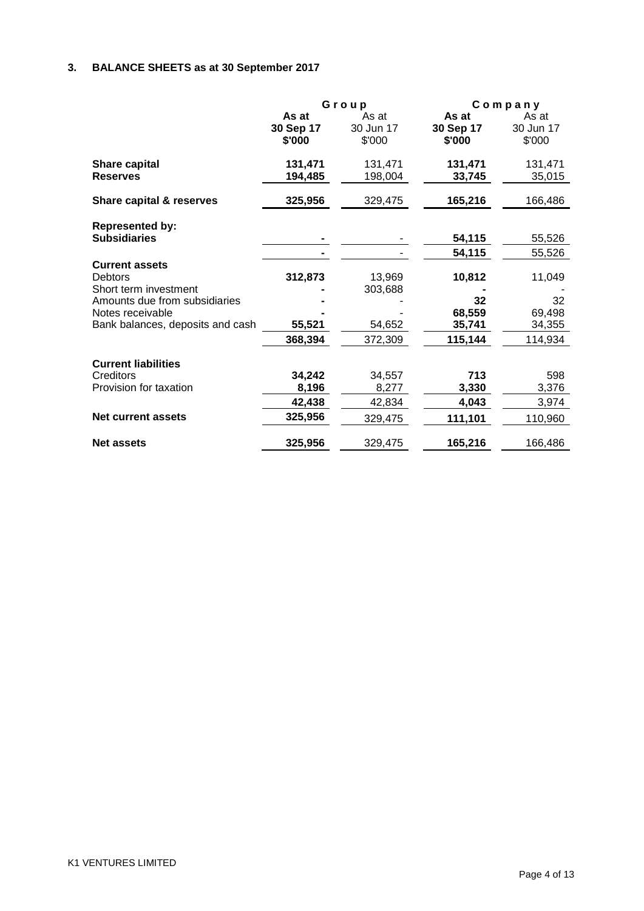## 3. BALANCE SHEETS as at 30 September 2017

| | Group | | Company | |
|---|---|---|---|---|
| | **As at 30 Sep 17 $'000** | As at 30 Jun 17 $'000 | **As at 30 Sep 17 $'000** | As at 30 Jun 17 $'000 |
| **Share capital** | **131,471** | 131,471 | **131,471** | 131,471 |
| **Reserves** | **194,485** | 198,004 | **33,745** | 35,015 |
| **Share capital & reserves** | **325,956** | 329,475 | **165,216** | 166,486 |
| **Represented by:** | | | | |
| **Subsidiaries** | **-** | - | **54,115** | 55,526 |
| | **-** | - | **54,115** | 55,526 |
| **Current assets** | | | | |
| Debtors | **312,873** | 13,969 | **10,812** | 11,049 |
| Short term investment | **-** | 303,688 | **-** | - |
| Amounts due from subsidiaries | **-** | - | **32** | 32 |
| Notes receivable | **-** | - | **68,559** | 69,498 |
| Bank balances, deposits and cash | **55,521** | 54,652 | **35,741** | 34,355 |
| | **368,394** | 372,309 | **115,144** | 114,934 |
| **Current liabilities** | | | | |
| Creditors | **34,242** | 34,557 | **713** | 598 |
| Provision for taxation | **8,196** | 8,277 | **3,330** | 3,376 |
| | **42,438** | 42,834 | **4,043** | 3,974 |
| **Net current assets** | **325,956** | 329,475 | **111,101** | 110,960 |
| **Net assets** | **325,956** | 329,475 | **165,216** | 166,486 |

K1 VENTURES LIMITED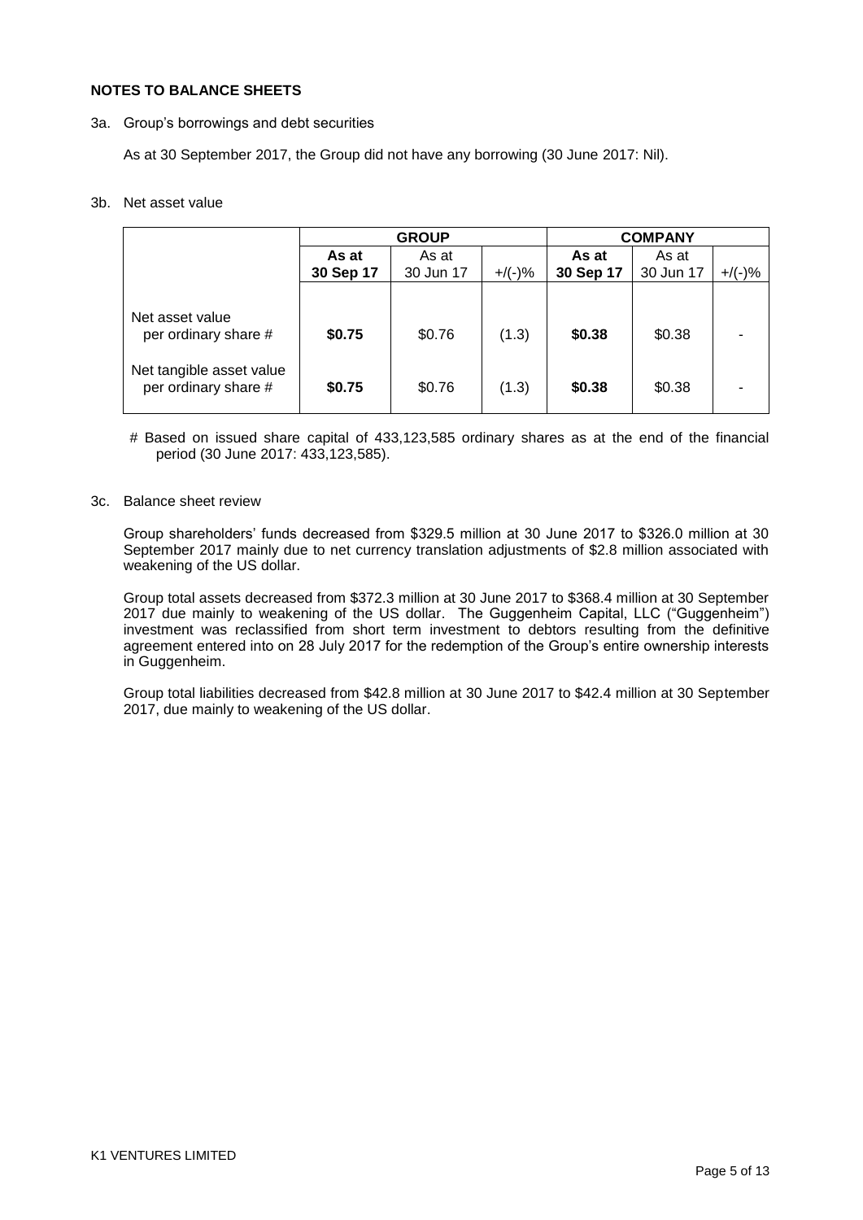**NOTES TO BALANCE SHEETS**

3a. Group's borrowings and debt securities

As at 30 September 2017, the Group did not have any borrowing (30 June 2017: Nil).

3b. Net asset value

| | GROUP | | | COMPANY | | |
|---|---|---|---|---|---|---|
| | **As at 30 Sep 17** | As at 30 Jun 17 | +/(-)% | **As at 30 Sep 17** | As at 30 Jun 17 | +/(-)% |
| Net asset value per ordinary share # | **$0.75** | $0.76 | (1.3) | **$0.38** | $0.38 | - |
| Net tangible asset value per ordinary share # | **$0.75** | $0.76 | (1.3) | **$0.38** | $0.38 | - |

# Based on issued share capital of 433,123,585 ordinary shares as at the end of the financial period (30 June 2017: 433,123,585).

3c. Balance sheet review

Group shareholders' funds decreased from $329.5 million at 30 June 2017 to $326.0 million at 30 September 2017 mainly due to net currency translation adjustments of $2.8 million associated with weakening of the US dollar.

Group total assets decreased from $372.3 million at 30 June 2017 to $368.4 million at 30 September 2017 due mainly to weakening of the US dollar. The Guggenheim Capital, LLC ("Guggenheim") investment was reclassified from short term investment to debtors resulting from the definitive agreement entered into on 28 July 2017 for the redemption of the Group's entire ownership interests in Guggenheim.

Group total liabilities decreased from $42.8 million at 30 June 2017 to $42.4 million at 30 September 2017, due mainly to weakening of the US dollar.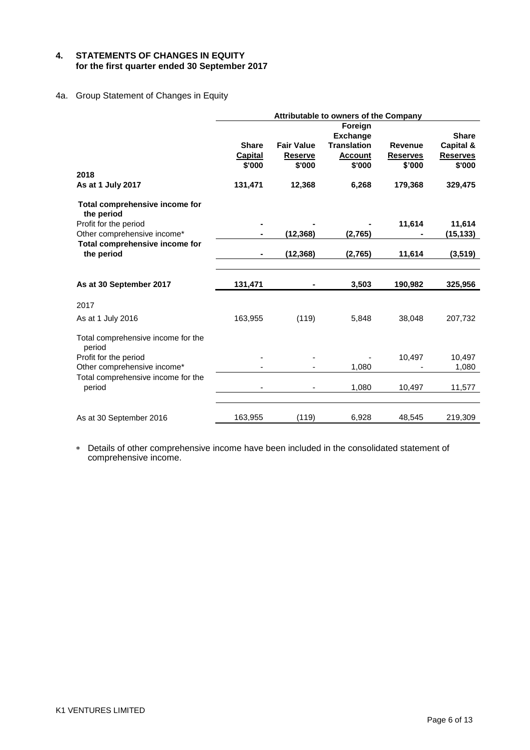## 4. STATEMENTS OF CHANGES IN EQUITY for the first quarter ended 30 September 2017

4a. Group Statement of Changes in Equity

| | Attributable to owners of the Company | | | | |
|---|---|---|---|---|---|
| | Share Capital $'000 | Fair Value Reserve $'000 | Foreign Exchange Translation Account $'000 | Revenue Reserves $'000 | Share Capital & Reserves $'000 |
| **2018** | | | | | |
| **As at 1 July 2017** | **131,471** | **12,368** | **6,268** | **179,368** | **329,475** |
| **Total comprehensive income for the period** | | | | | |
| Profit for the period | **-** | **-** | **-** | **11,614** | **11,614** |
| Other comprehensive income* | **-** | **(12,368)** | **(2,765)** | **-** | **(15,133)** |
| **Total comprehensive income for the period** | **-** | **(12,368)** | **(2,765)** | **11,614** | **(3,519)** |
| **As at 30 September 2017** | **131,471** | **-** | **3,503** | **190,982** | **325,956** |
| 2017 | | | | | |
| As at 1 July 2016 | 163,955 | (119) | 5,848 | 38,048 | 207,732 |
| Total comprehensive income for the period | | | | | |
| Profit for the period | - | - | - | 10,497 | 10,497 |
| Other comprehensive income* | - | - | 1,080 | - | 1,080 |
| Total comprehensive income for the period | - | - | 1,080 | 10,497 | 11,577 |
| As at 30 September 2016 | 163,955 | (119) | 6,928 | 48,545 | 219,309 |

* Details of other comprehensive income have been included in the consolidated statement of comprehensive income.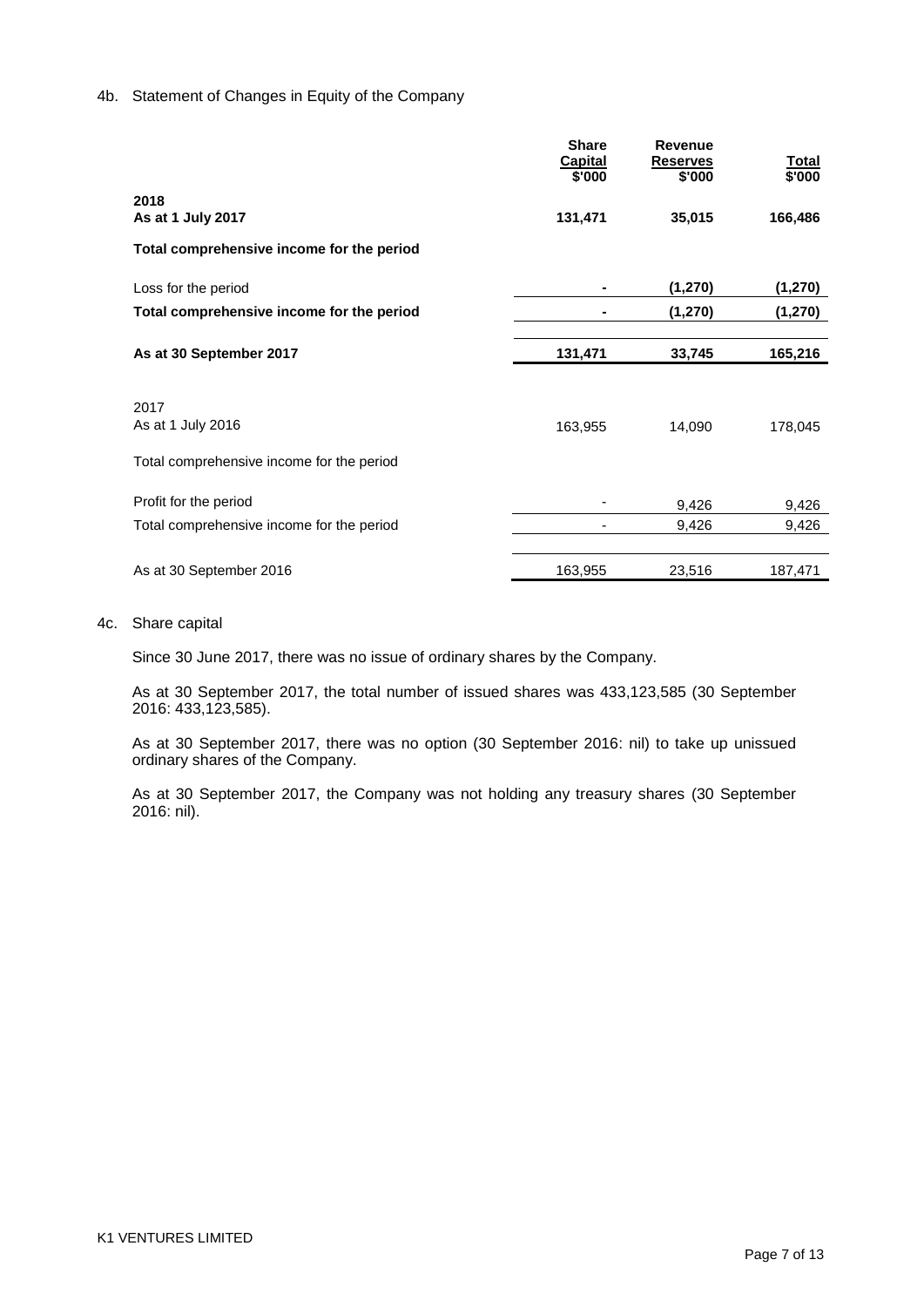4b. Statement of Changes in Equity of the Company

| | Share Capital $'000 | Revenue Reserves $'000 | Total $'000 |
|---|---|---|---|
| **2018** | | | |
| **As at 1 July 2017** | **131,471** | **35,015** | **166,486** |
| **Total comprehensive income for the period** | | | |
| Loss for the period | **-** | **(1,270)** | **(1,270)** |
| **Total comprehensive income for the period** | **-** | **(1,270)** | **(1,270)** |
| **As at 30 September 2017** | **131,471** | **33,745** | **165,216** |
| 2017 | | | |
| As at 1 July 2016 | 163,955 | 14,090 | 178,045 |
| Total comprehensive income for the period | | | |
| Profit for the period | - | 9,426 | 9,426 |
| Total comprehensive income for the period | - | 9,426 | 9,426 |
| As at 30 September 2016 | 163,955 | 23,516 | 187,471 |

4c. Share capital

Since 30 June 2017, there was no issue of ordinary shares by the Company.

As at 30 September 2017, the total number of issued shares was 433,123,585 (30 September 2016: 433,123,585).

As at 30 September 2017, there was no option (30 September 2016: nil) to take up unissued ordinary shares of the Company.

As at 30 September 2017, the Company was not holding any treasury shares (30 September 2016: nil).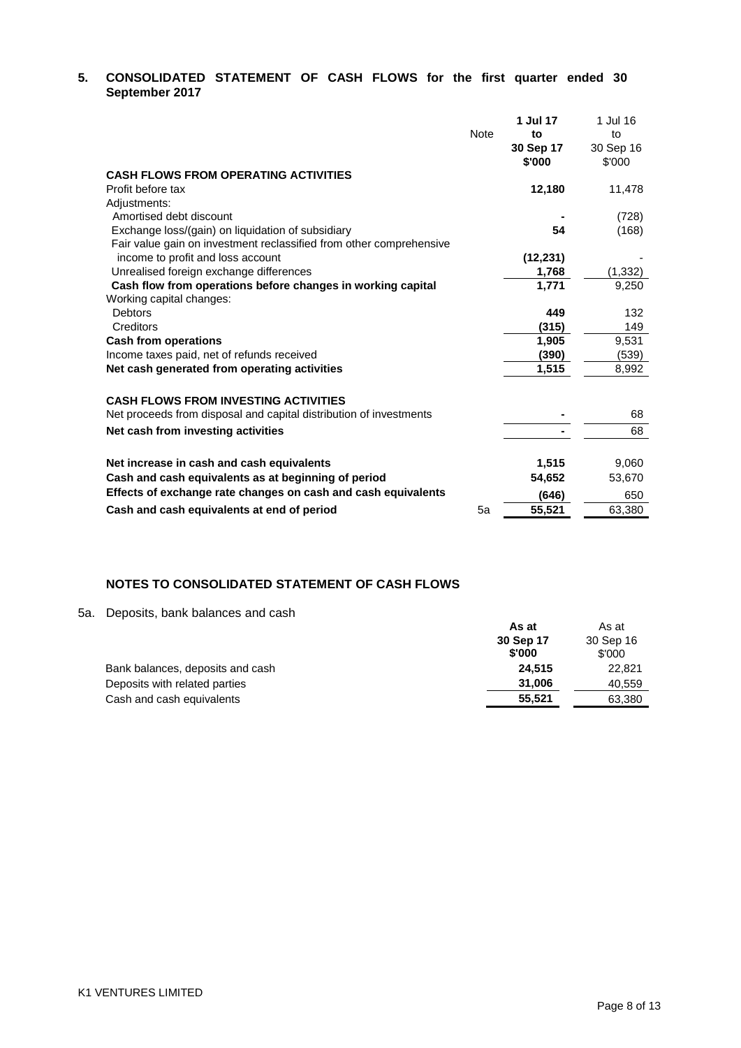## 5. CONSOLIDATED STATEMENT OF CASH FLOWS for the first quarter ended 30 September 2017

| | Note | **1 Jul 17 to 30 Sep 17 $'000** | 1 Jul 16 to 30 Sep 16 $'000 |
|---|---|---|---|
| **CASH FLOWS FROM OPERATING ACTIVITIES** | | | |
| Profit before tax | | **12,180** | 11,478 |
| Adjustments: | | | |
| Amortised debt discount | | **-** | (728) |
| Exchange loss/(gain) on liquidation of subsidiary | | **54** | (168) |
| Fair value gain on investment reclassified from other comprehensive income to profit and loss account | | **(12,231)** | - |
| Unrealised foreign exchange differences | | **1,768** | (1,332) |
| **Cash flow from operations before changes in working capital** | | **1,771** | 9,250 |
| Working capital changes: | | | |
| Debtors | | **449** | 132 |
| Creditors | | **(315)** | 149 |
| **Cash from operations** | | **1,905** | 9,531 |
| Income taxes paid, net of refunds received | | **(390)** | (539) |
| **Net cash generated from operating activities** | | **1,515** | 8,992 |
| | | | |
| **CASH FLOWS FROM INVESTING ACTIVITIES** | | | |
| Net proceeds from disposal and capital distribution of investments | | **-** | 68 |
| **Net cash from investing activities** | | **-** | 68 |
| | | | |
| **Net increase in cash and cash equivalents** | | **1,515** | 9,060 |
| **Cash and cash equivalents as at beginning of period** | | **54,652** | 53,670 |
| **Effects of exchange rate changes on cash and cash equivalents** | | **(646)** | 650 |
| **Cash and cash equivalents at end of period** | 5a | **55,521** | 63,380 |

### NOTES TO CONSOLIDATED STATEMENT OF CASH FLOWS

5a. Deposits, bank balances and cash

| | **As at 30 Sep 17 $'000** | As at 30 Sep 16 $'000 |
|---|---|---|
| Bank balances, deposits and cash | **24,515** | 22,821 |
| Deposits with related parties | **31,006** | 40,559 |
| Cash and cash equivalents | **55,521** | 63,380 |

K1 VENTURES LIMITED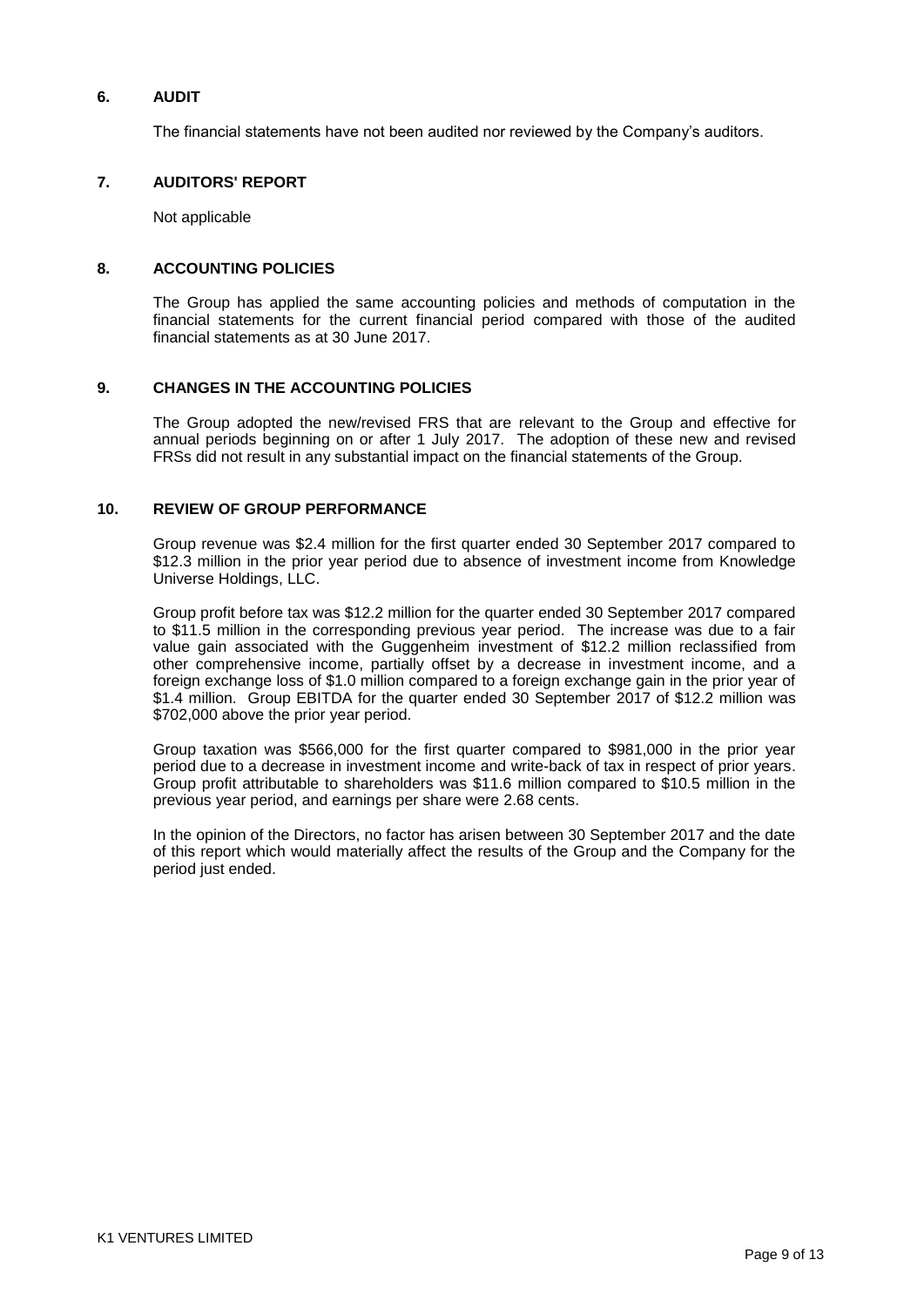## 6. AUDIT

The financial statements have not been audited nor reviewed by the Company's auditors.

## 7. AUDITORS' REPORT

Not applicable

## 8. ACCOUNTING POLICIES

The Group has applied the same accounting policies and methods of computation in the financial statements for the current financial period compared with those of the audited financial statements as at 30 June 2017.

## 9. CHANGES IN THE ACCOUNTING POLICIES

The Group adopted the new/revised FRS that are relevant to the Group and effective for annual periods beginning on or after 1 July 2017. The adoption of these new and revised FRSs did not result in any substantial impact on the financial statements of the Group.

## 10. REVIEW OF GROUP PERFORMANCE

Group revenue was $2.4 million for the first quarter ended 30 September 2017 compared to $12.3 million in the prior year period due to absence of investment income from Knowledge Universe Holdings, LLC.

Group profit before tax was $12.2 million for the quarter ended 30 September 2017 compared to $11.5 million in the corresponding previous year period. The increase was due to a fair value gain associated with the Guggenheim investment of $12.2 million reclassified from other comprehensive income, partially offset by a decrease in investment income, and a foreign exchange loss of $1.0 million compared to a foreign exchange gain in the prior year of $1.4 million. Group EBITDA for the quarter ended 30 September 2017 of $12.2 million was $702,000 above the prior year period.

Group taxation was $566,000 for the first quarter compared to $981,000 in the prior year period due to a decrease in investment income and write-back of tax in respect of prior years. Group profit attributable to shareholders was $11.6 million compared to $10.5 million in the previous year period, and earnings per share were 2.68 cents.

In the opinion of the Directors, no factor has arisen between 30 September 2017 and the date of this report which would materially affect the results of the Group and the Company for the period just ended.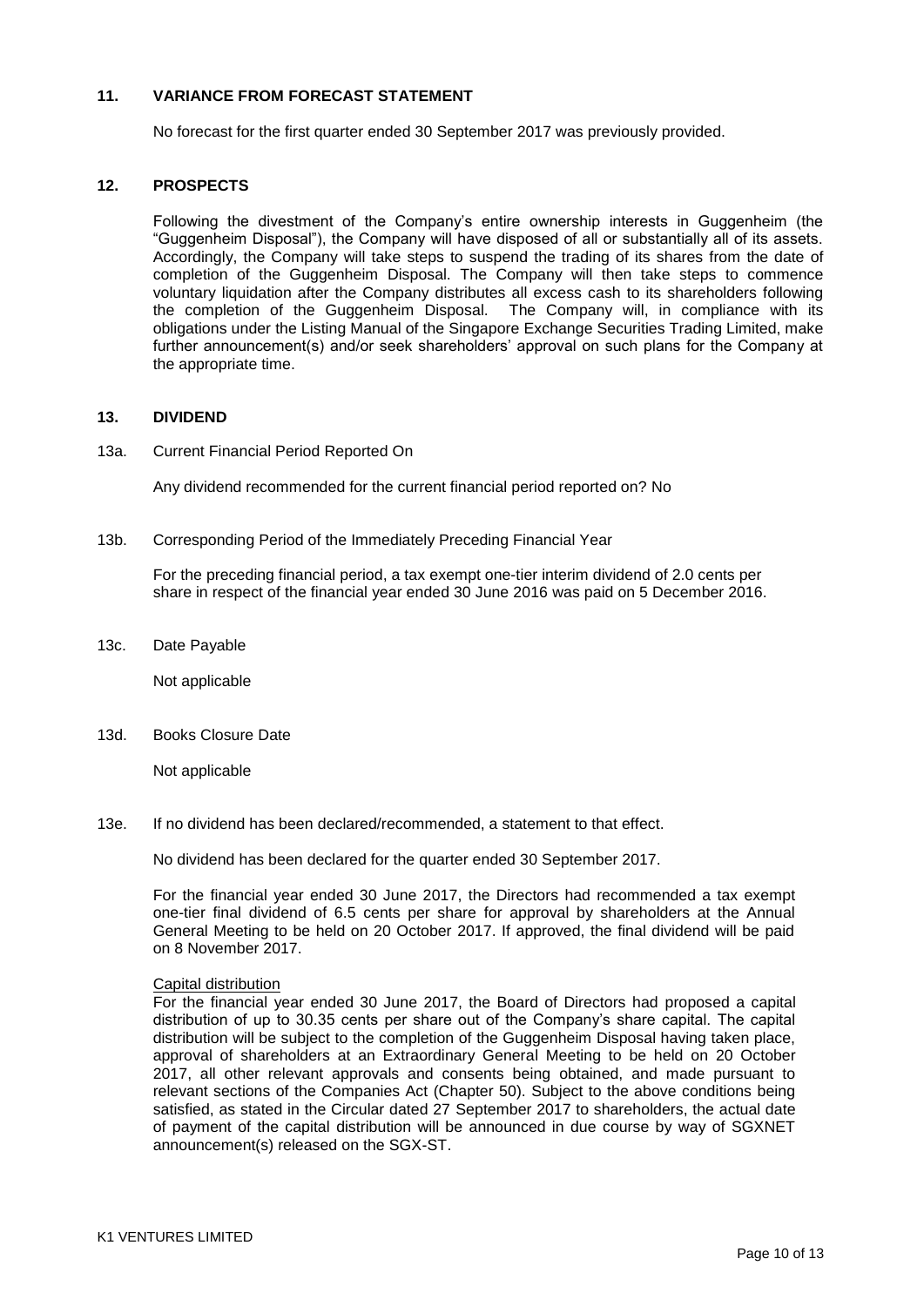## 11. VARIANCE FROM FORECAST STATEMENT

No forecast for the first quarter ended 30 September 2017 was previously provided.

## 12. PROSPECTS

Following the divestment of the Company's entire ownership interests in Guggenheim (the "Guggenheim Disposal"), the Company will have disposed of all or substantially all of its assets. Accordingly, the Company will take steps to suspend the trading of its shares from the date of completion of the Guggenheim Disposal. The Company will then take steps to commence voluntary liquidation after the Company distributes all excess cash to its shareholders following the completion of the Guggenheim Disposal. The Company will, in compliance with its obligations under the Listing Manual of the Singapore Exchange Securities Trading Limited, make further announcement(s) and/or seek shareholders' approval on such plans for the Company at the appropriate time.

## 13. DIVIDEND

13a. Current Financial Period Reported On

Any dividend recommended for the current financial period reported on? No

13b. Corresponding Period of the Immediately Preceding Financial Year

For the preceding financial period, a tax exempt one-tier interim dividend of 2.0 cents per share in respect of the financial year ended 30 June 2016 was paid on 5 December 2016.

13c. Date Payable

Not applicable

13d. Books Closure Date

Not applicable

13e. If no dividend has been declared/recommended, a statement to that effect.

No dividend has been declared for the quarter ended 30 September 2017.

For the financial year ended 30 June 2017, the Directors had recommended a tax exempt one-tier final dividend of 6.5 cents per share for approval by shareholders at the Annual General Meeting to be held on 20 October 2017. If approved, the final dividend will be paid on 8 November 2017.

Capital distribution

For the financial year ended 30 June 2017, the Board of Directors had proposed a capital distribution of up to 30.35 cents per share out of the Company's share capital. The capital distribution will be subject to the completion of the Guggenheim Disposal having taken place, approval of shareholders at an Extraordinary General Meeting to be held on 20 October 2017, all other relevant approvals and consents being obtained, and made pursuant to relevant sections of the Companies Act (Chapter 50). Subject to the above conditions being satisfied, as stated in the Circular dated 27 September 2017 to shareholders, the actual date of payment of the capital distribution will be announced in due course by way of SGXNET announcement(s) released on the SGX-ST.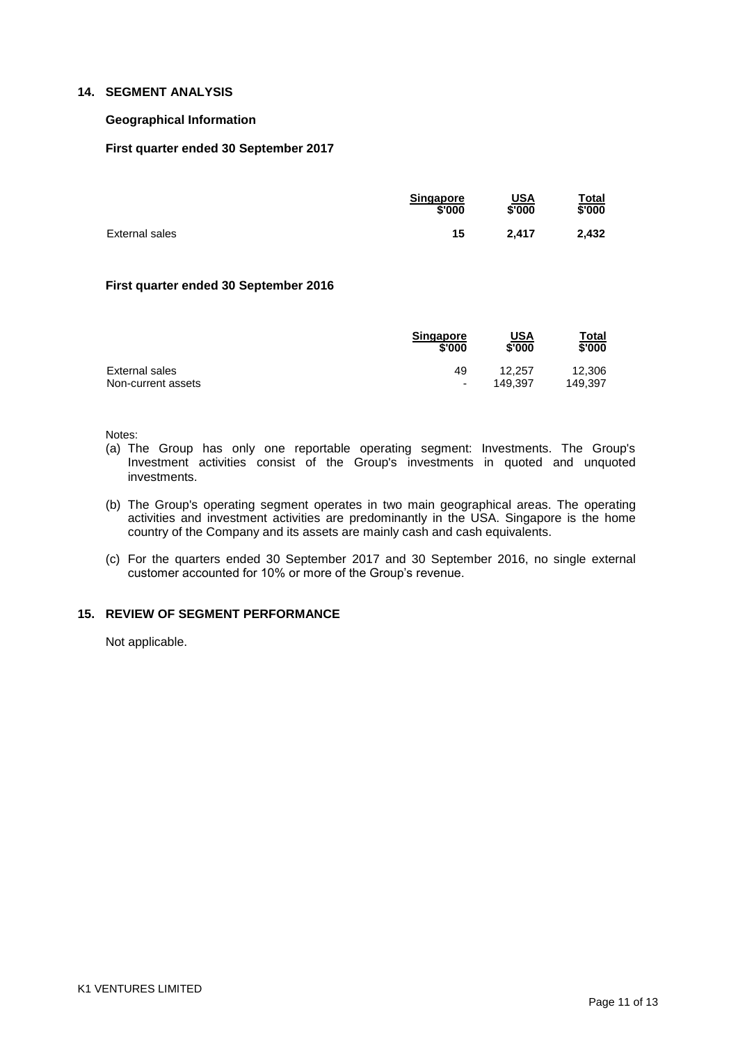## 14. SEGMENT ANALYSIS

### Geographical Information

**First quarter ended 30 September 2017**

| | Singapore $'000 | USA $'000 | Total $'000 |
|---|---|---|---|
| External sales | **15** | **2,417** | **2,432** |

**First quarter ended 30 September 2016**

| | Singapore $'000 | USA $'000 | Total $'000 |
|---|---|---|---|
| External sales | 49 | 12,257 | 12,306 |
| Non-current assets | - | 149,397 | 149,397 |

Notes:

(a) The Group has only one reportable operating segment: Investments. The Group's Investment activities consist of the Group's investments in quoted and unquoted investments.

(b) The Group's operating segment operates in two main geographical areas. The operating activities and investment activities are predominantly in the USA. Singapore is the home country of the Company and its assets are mainly cash and cash equivalents.

(c) For the quarters ended 30 September 2017 and 30 September 2016, no single external customer accounted for 10% or more of the Group's revenue.

## 15. REVIEW OF SEGMENT PERFORMANCE

Not applicable.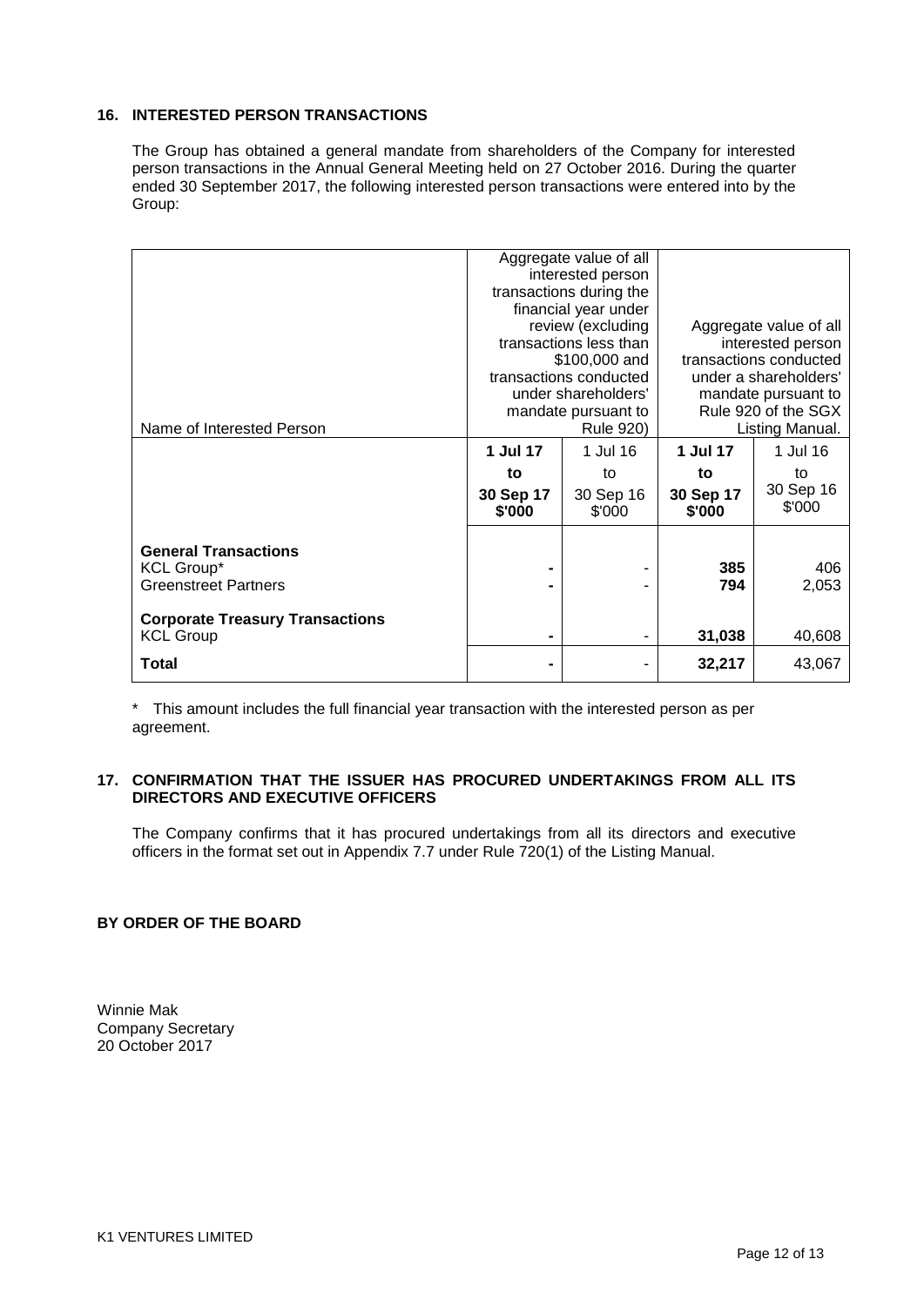## 16. INTERESTED PERSON TRANSACTIONS

The Group has obtained a general mandate from shareholders of the Company for interested person transactions in the Annual General Meeting held on 27 October 2016. During the quarter ended 30 September 2017, the following interested person transactions were entered into by the Group:

| Name of Interested Person | Aggregate value of all interested person transactions during the financial year under review (excluding transactions less than \$100,000 and transactions conducted under shareholders' mandate pursuant to Rule 920) | | Aggregate value of all interested person transactions conducted under a shareholders' mandate pursuant to Rule 920 of the SGX Listing Manual. | |
|---|---|---|---|---|
| | **1 Jul 17 to 30 Sep 17 \$'000** | 1 Jul 16 to 30 Sep 16 \$'000 | **1 Jul 17 to 30 Sep 17 \$'000** | 1 Jul 16 to 30 Sep 16 \$'000 |
| **General Transactions** | | | | |
| KCL Group* | **-** | - | **385** | 406 |
| Greenstreet Partners | **-** | - | **794** | 2,053 |
| **Corporate Treasury Transactions** | | | | |
| KCL Group | **-** | - | **31,038** | 40,608 |
| **Total** | **-** | - | **32,217** | 43,067 |

\* This amount includes the full financial year transaction with the interested person as per agreement.

## 17. CONFIRMATION THAT THE ISSUER HAS PROCURED UNDERTAKINGS FROM ALL ITS DIRECTORS AND EXECUTIVE OFFICERS

The Company confirms that it has procured undertakings from all its directors and executive officers in the format set out in Appendix 7.7 under Rule 720(1) of the Listing Manual.

**BY ORDER OF THE BOARD**

Winnie Mak
Company Secretary
20 October 2017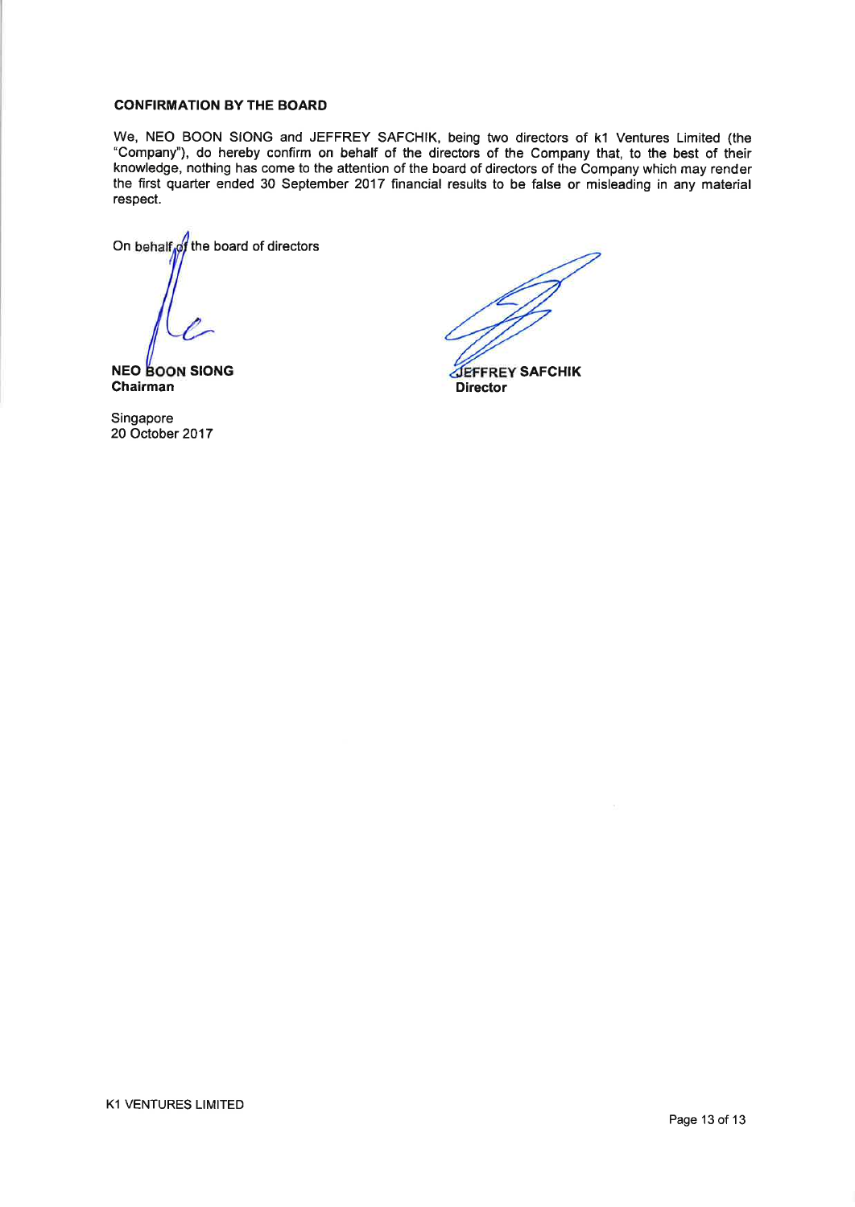**CONFIRMATION BY THE BOARD**

We, NEO BOON SIONG and JEFFREY SAFCHIK, being two directors of k1 Ventures Limited (the "Company"), do hereby confirm on behalf of the directors of the Company that, to the best of their knowledge, nothing has come to the attention of the board of directors of the Company which may render the first quarter ended 30 September 2017 financial results to be false or misleading in any material respect.

On behalf of the board of directors

**NEO BOON SIONG**
**Chairman**

**JEFFREY SAFCHIK**
**Director**

Singapore
20 October 2017

K1 VENTURES LIMITED